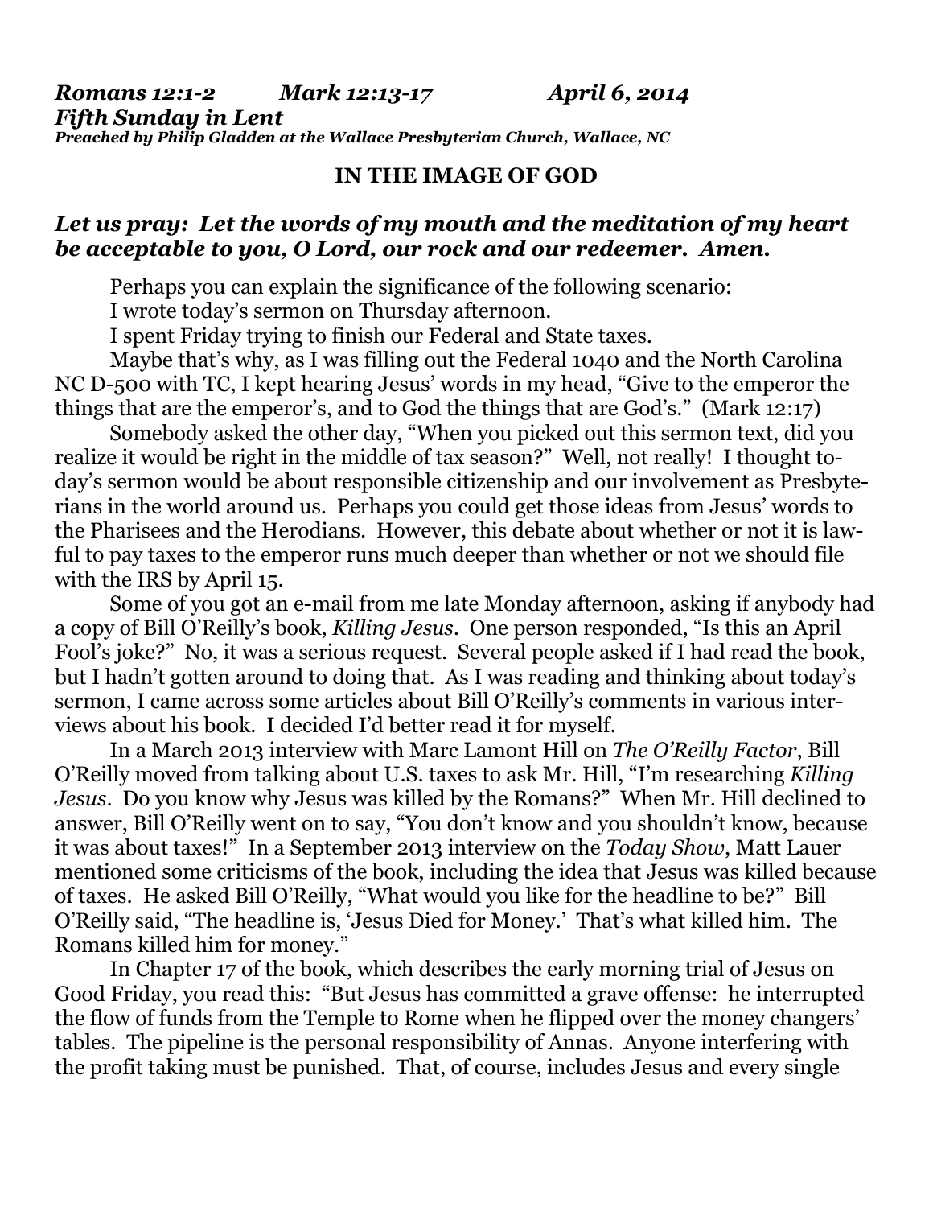***Romans 12:1-2 Mark 12:13-17 April 6, 2014***
***Fifth Sunday in Lent***
***Preached by Philip Gladden at the Wallace Presbyterian Church, Wallace, NC***

**IN THE IMAGE OF GOD**

***Let us pray: Let the words of my mouth and the meditation of my heart be acceptable to you, O Lord, our rock and our redeemer. Amen.***

Perhaps you can explain the significance of the following scenario:

I wrote today's sermon on Thursday afternoon.

I spent Friday trying to finish our Federal and State taxes.

Maybe that's why, as I was filling out the Federal 1040 and the North Carolina NC D-500 with TC, I kept hearing Jesus' words in my head, "Give to the emperor the things that are the emperor's, and to God the things that are God's." (Mark 12:17)

Somebody asked the other day, "When you picked out this sermon text, did you realize it would be right in the middle of tax season?" Well, not really! I thought today's sermon would be about responsible citizenship and our involvement as Presbyterians in the world around us. Perhaps you could get those ideas from Jesus' words to the Pharisees and the Herodians. However, this debate about whether or not it is lawful to pay taxes to the emperor runs much deeper than whether or not we should file with the IRS by April 15.

Some of you got an e-mail from me late Monday afternoon, asking if anybody had a copy of Bill O'Reilly's book, *Killing Jesus*. One person responded, "Is this an April Fool's joke?" No, it was a serious request. Several people asked if I had read the book, but I hadn't gotten around to doing that. As I was reading and thinking about today's sermon, I came across some articles about Bill O'Reilly's comments in various interviews about his book. I decided I'd better read it for myself.

In a March 2013 interview with Marc Lamont Hill on *The O'Reilly Factor*, Bill O'Reilly moved from talking about U.S. taxes to ask Mr. Hill, "I'm researching *Killing Jesus*. Do you know why Jesus was killed by the Romans?" When Mr. Hill declined to answer, Bill O'Reilly went on to say, "You don't know and you shouldn't know, because it was about taxes!" In a September 2013 interview on the *Today Show*, Matt Lauer mentioned some criticisms of the book, including the idea that Jesus was killed because of taxes. He asked Bill O'Reilly, "What would you like for the headline to be?" Bill O'Reilly said, "The headline is, 'Jesus Died for Money.' That's what killed him. The Romans killed him for money."

In Chapter 17 of the book, which describes the early morning trial of Jesus on Good Friday, you read this: "But Jesus has committed a grave offense: he interrupted the flow of funds from the Temple to Rome when he flipped over the money changers' tables. The pipeline is the personal responsibility of Annas. Anyone interfering with the profit taking must be punished. That, of course, includes Jesus and every single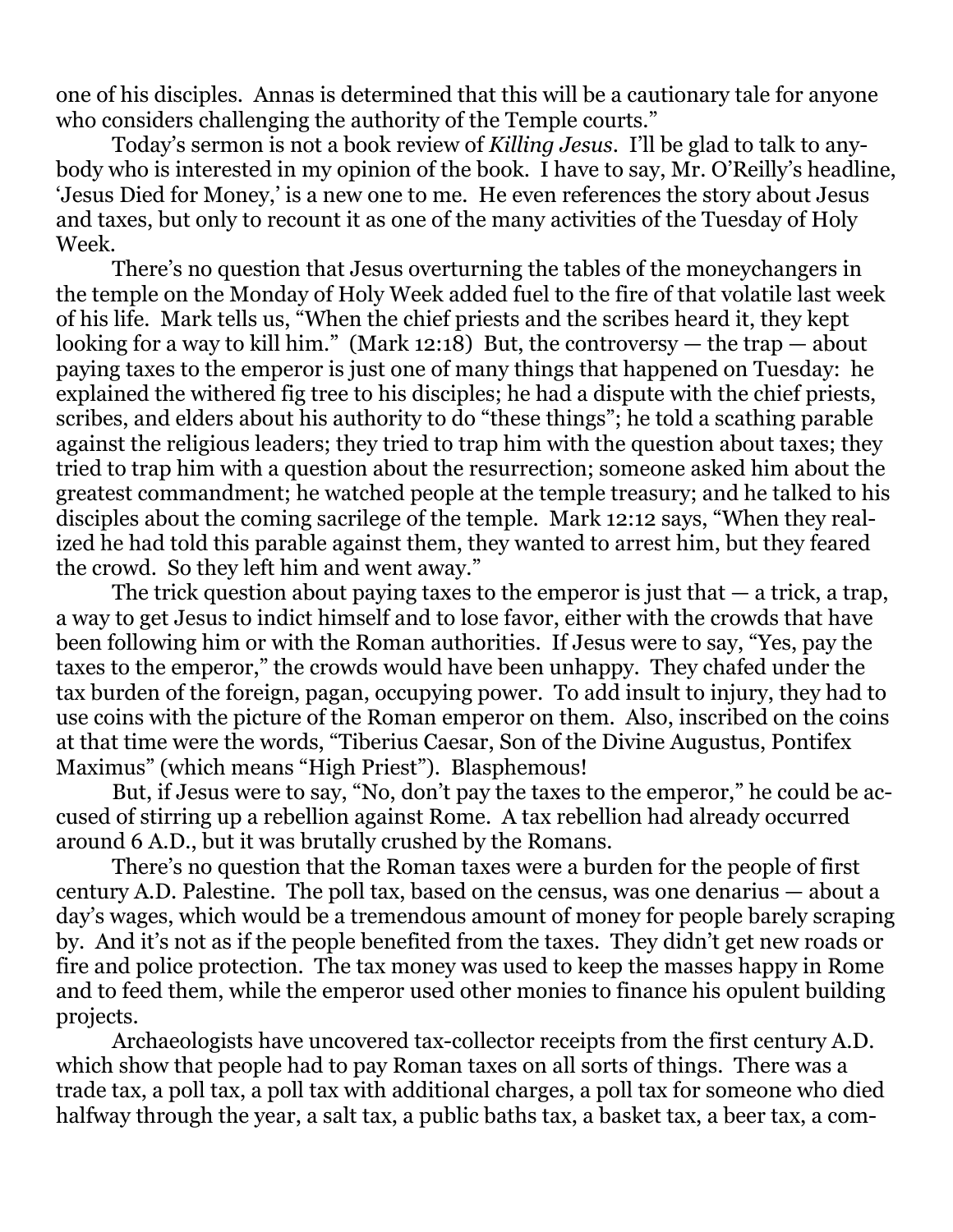one of his disciples. Annas is determined that this will be a cautionary tale for anyone who considers challenging the authority of the Temple courts."

Today's sermon is not a book review of *Killing Jesus*. I'll be glad to talk to anybody who is interested in my opinion of the book. I have to say, Mr. O'Reilly's headline, 'Jesus Died for Money,' is a new one to me. He even references the story about Jesus and taxes, but only to recount it as one of the many activities of the Tuesday of Holy Week.

There's no question that Jesus overturning the tables of the moneychangers in the temple on the Monday of Holy Week added fuel to the fire of that volatile last week of his life. Mark tells us, "When the chief priests and the scribes heard it, they kept looking for a way to kill him." (Mark 12:18) But, the controversy — the trap — about paying taxes to the emperor is just one of many things that happened on Tuesday: he explained the withered fig tree to his disciples; he had a dispute with the chief priests, scribes, and elders about his authority to do "these things"; he told a scathing parable against the religious leaders; they tried to trap him with the question about taxes; they tried to trap him with a question about the resurrection; someone asked him about the greatest commandment; he watched people at the temple treasury; and he talked to his disciples about the coming sacrilege of the temple. Mark 12:12 says, "When they realized he had told this parable against them, they wanted to arrest him, but they feared the crowd. So they left him and went away."

The trick question about paying taxes to the emperor is just that — a trick, a trap, a way to get Jesus to indict himself and to lose favor, either with the crowds that have been following him or with the Roman authorities. If Jesus were to say, "Yes, pay the taxes to the emperor," the crowds would have been unhappy. They chafed under the tax burden of the foreign, pagan, occupying power. To add insult to injury, they had to use coins with the picture of the Roman emperor on them. Also, inscribed on the coins at that time were the words, "Tiberius Caesar, Son of the Divine Augustus, Pontifex Maximus" (which means "High Priest"). Blasphemous!

But, if Jesus were to say, "No, don't pay the taxes to the emperor," he could be accused of stirring up a rebellion against Rome. A tax rebellion had already occurred around 6 A.D., but it was brutally crushed by the Romans.

There's no question that the Roman taxes were a burden for the people of first century A.D. Palestine. The poll tax, based on the census, was one denarius — about a day's wages, which would be a tremendous amount of money for people barely scraping by. And it's not as if the people benefited from the taxes. They didn't get new roads or fire and police protection. The tax money was used to keep the masses happy in Rome and to feed them, while the emperor used other monies to finance his opulent building projects.

Archaeologists have uncovered tax-collector receipts from the first century A.D. which show that people had to pay Roman taxes on all sorts of things. There was a trade tax, a poll tax, a poll tax with additional charges, a poll tax for someone who died halfway through the year, a salt tax, a public baths tax, a basket tax, a beer tax, a com-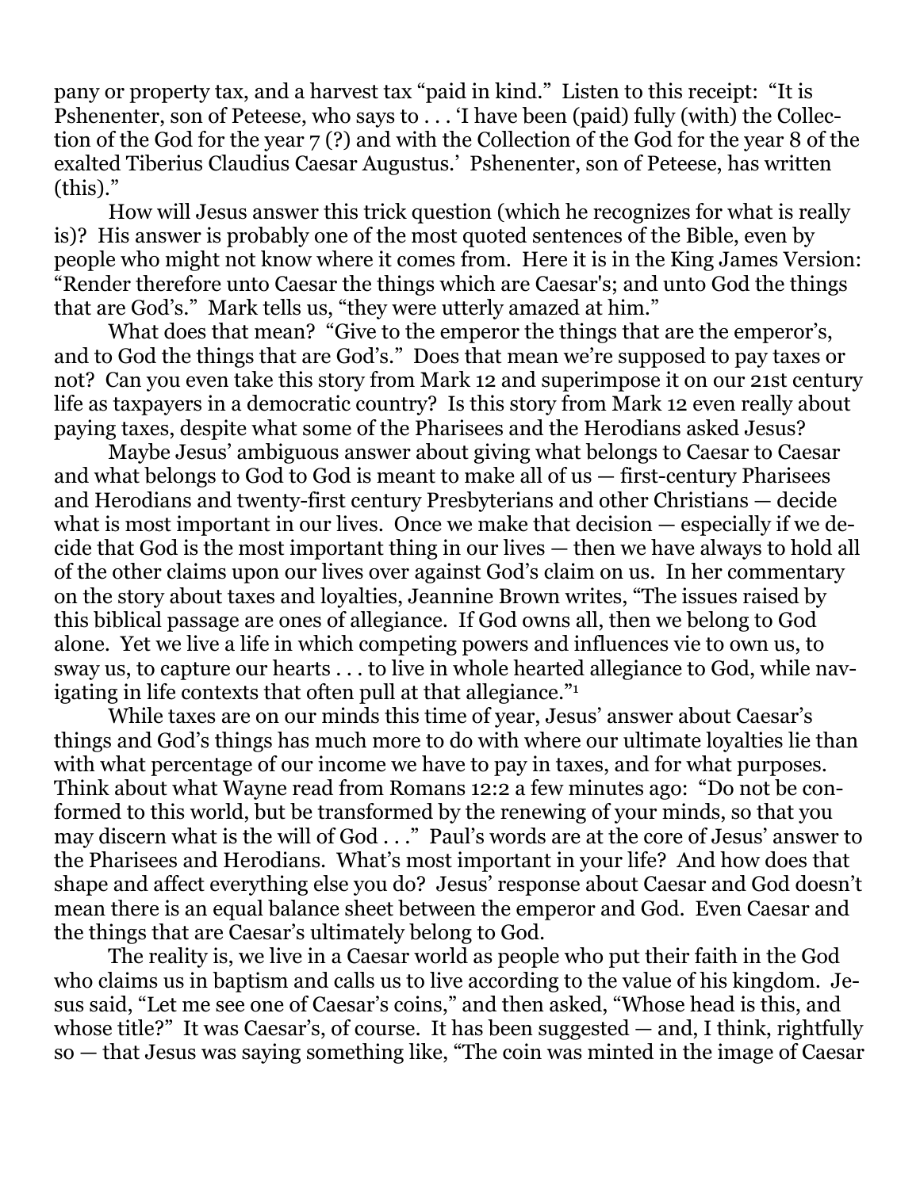pany or property tax, and a harvest tax "paid in kind." Listen to this receipt: "It is Pshenenter, son of Peteese, who says to . . . 'I have been (paid) fully (with) the Collection of the God for the year 7 (?) and with the Collection of the God for the year 8 of the exalted Tiberius Claudius Caesar Augustus.' Pshenenter, son of Peteese, has written (this)."

How will Jesus answer this trick question (which he recognizes for what is really is)? His answer is probably one of the most quoted sentences of the Bible, even by people who might not know where it comes from. Here it is in the King James Version: "Render therefore unto Caesar the things which are Caesar's; and unto God the things that are God's." Mark tells us, "they were utterly amazed at him."

What does that mean? "Give to the emperor the things that are the emperor's, and to God the things that are God's." Does that mean we're supposed to pay taxes or not? Can you even take this story from Mark 12 and superimpose it on our 21st century life as taxpayers in a democratic country? Is this story from Mark 12 even really about paying taxes, despite what some of the Pharisees and the Herodians asked Jesus?

Maybe Jesus' ambiguous answer about giving what belongs to Caesar to Caesar and what belongs to God to God is meant to make all of us — first-century Pharisees and Herodians and twenty-first century Presbyterians and other Christians — decide what is most important in our lives. Once we make that decision — especially if we decide that God is the most important thing in our lives — then we have always to hold all of the other claims upon our lives over against God's claim on us. In her commentary on the story about taxes and loyalties, Jeannine Brown writes, "The issues raised by this biblical passage are ones of allegiance. If God owns all, then we belong to God alone. Yet we live a life in which competing powers and influences vie to own us, to sway us, to capture our hearts . . . to live in whole hearted allegiance to God, while navigating in life contexts that often pull at that allegiance."[1]

While taxes are on our minds this time of year, Jesus' answer about Caesar's things and God's things has much more to do with where our ultimate loyalties lie than with what percentage of our income we have to pay in taxes, and for what purposes. Think about what Wayne read from Romans 12:2 a few minutes ago: "Do not be conformed to this world, but be transformed by the renewing of your minds, so that you may discern what is the will of God . . ." Paul's words are at the core of Jesus' answer to the Pharisees and Herodians. What's most important in your life? And how does that shape and affect everything else you do? Jesus' response about Caesar and God doesn't mean there is an equal balance sheet between the emperor and God. Even Caesar and the things that are Caesar's ultimately belong to God.

The reality is, we live in a Caesar world as people who put their faith in the God who claims us in baptism and calls us to live according to the value of his kingdom. Jesus said, "Let me see one of Caesar's coins," and then asked, "Whose head is this, and whose title?" It was Caesar's, of course. It has been suggested — and, I think, rightfully so — that Jesus was saying something like, "The coin was minted in the image of Caesar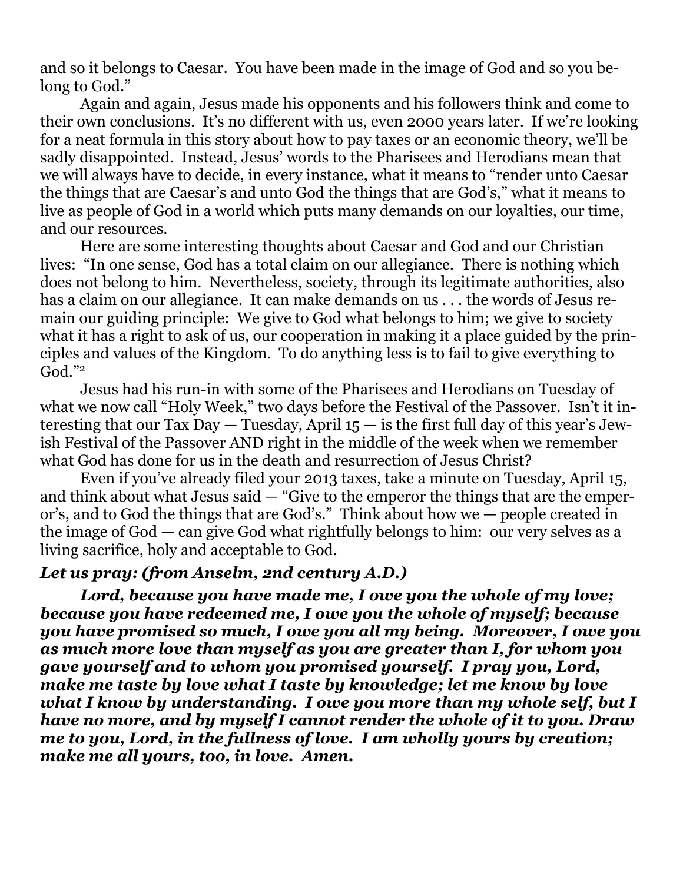and so it belongs to Caesar. You have been made in the image of God and so you belong to God."

Again and again, Jesus made his opponents and his followers think and come to their own conclusions. It's no different with us, even 2000 years later. If we're looking for a neat formula in this story about how to pay taxes or an economic theory, we'll be sadly disappointed. Instead, Jesus' words to the Pharisees and Herodians mean that we will always have to decide, in every instance, what it means to "render unto Caesar the things that are Caesar's and unto God the things that are God's," what it means to live as people of God in a world which puts many demands on our loyalties, our time, and our resources.

Here are some interesting thoughts about Caesar and God and our Christian lives: "In one sense, God has a total claim on our allegiance. There is nothing which does not belong to him. Nevertheless, society, through its legitimate authorities, also has a claim on our allegiance. It can make demands on us . . . the words of Jesus remain our guiding principle: We give to God what belongs to him; we give to society what it has a right to ask of us, our cooperation in making it a place guided by the principles and values of the Kingdom. To do anything less is to fail to give everything to God."[2]

Jesus had his run-in with some of the Pharisees and Herodians on Tuesday of what we now call "Holy Week," two days before the Festival of the Passover. Isn't it interesting that our Tax Day — Tuesday, April 15 — is the first full day of this year's Jewish Festival of the Passover AND right in the middle of the week when we remember what God has done for us in the death and resurrection of Jesus Christ?

Even if you've already filed your 2013 taxes, take a minute on Tuesday, April 15, and think about what Jesus said — "Give to the emperor the things that are the emperor's, and to God the things that are God's." Think about how we — people created in the image of God — can give God what rightfully belongs to him: our very selves as a living sacrifice, holy and acceptable to God.

***Let us pray: (from Anselm, 2nd century A.D.)***

***Lord, because you have made me, I owe you the whole of my love; because you have redeemed me, I owe you the whole of myself; because you have promised so much, I owe you all my being. Moreover, I owe you as much more love than myself as you are greater than I, for whom you gave yourself and to whom you promised yourself. I pray you, Lord, make me taste by love what I taste by knowledge; let me know by love what I know by understanding. I owe you more than my whole self, but I have no more, and by myself I cannot render the whole of it to you. Draw me to you, Lord, in the fullness of love. I am wholly yours by creation; make me all yours, too, in love. Amen.***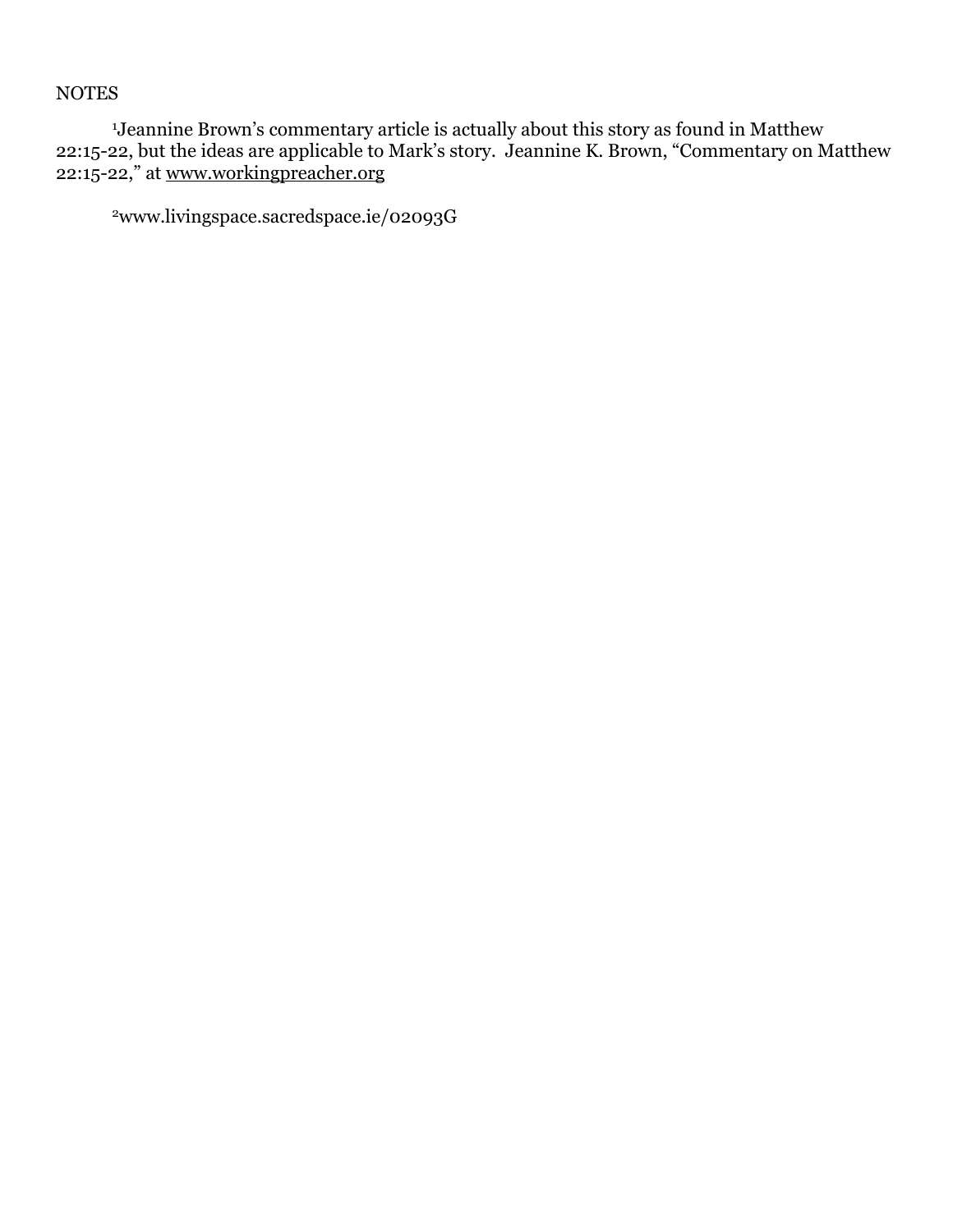NOTES

[1]Jeannine Brown's commentary article is actually about this story as found in Matthew 22:15-22, but the ideas are applicable to Mark's story. Jeannine K. Brown, "Commentary on Matthew 22:15-22," at www.workingpreacher.org

[2]www.livingspace.sacredspace.ie/02093G